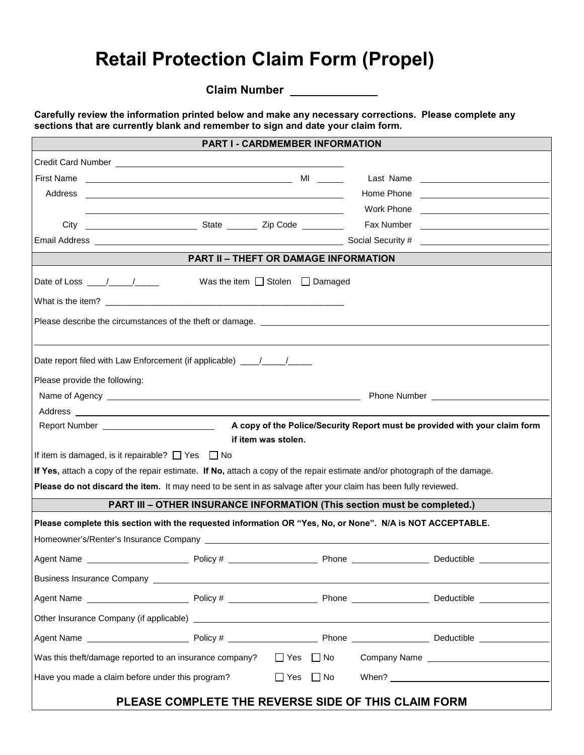# Retail Protection Claim Form (Propel)

**Claim Number** ______________

**Carefully review the information printed below and make any necessary corrections. Please complete any sections that are currently blank and remember to sign and date your claim form.**

## PART I - CARDMEMBER INFORMATION

Credit Card Number ________________________________

First Name ________________________ MI _____ Last Name ________________________

Address ________________________________ Home Phone ________________________

________________________________ Work Phone ________________________

City ________________ State ______ Zip Code ________ Fax Number ________________________

Email Address ________________________________ Social Security # ________________________

## PART II – THEFT OR DAMAGE INFORMATION

Date of Loss ____/_____/_____ Was the item ☐ Stolen ☐ Damaged

What is the item? ________________________________________________

Please describe the circumstances of the theft or damage. ________________________________________________

________________________________________________________________________________

Date report filed with Law Enforcement (if applicable) ____/_____/_____

Please provide the following:

Name of Agency ________________________________ Phone Number ________________________

Address ________________________________________________________________________________

Report Number ________________________ **A copy of the Police/Security Report must be provided with your claim form if item was stolen.**

If item is damaged, is it repairable? ☐ Yes ☐ No

**If Yes,** attach a copy of the repair estimate. **If No,** attach a copy of the repair estimate and/or photograph of the damage.

**Please do not discard the item.** It may need to be sent in as salvage after your claim has been fully reviewed.

## PART III – OTHER INSURANCE INFORMATION (This section must be completed.)

**Please complete this section with the requested information OR "Yes, No, or None". N/A is NOT ACCEPTABLE.**

Homeowner's/Renter's Insurance Company ________________________________________________

Agent Name ________________ Policy # ________________ Phone ________________ Deductible ________________

Business Insurance Company ________________________________________________

Agent Name ________________ Policy # ________________ Phone ________________ Deductible ________________

Other Insurance Company (if applicable) ________________________________________________

Agent Name ________________ Policy # ________________ Phone ________________ Deductible ________________

Was this theft/damage reported to an insurance company? ☐ Yes ☐ No Company Name ________________________

Have you made a claim before under this program? ☐ Yes ☐ No When? ________________________

**PLEASE COMPLETE THE REVERSE SIDE OF THIS CLAIM FORM**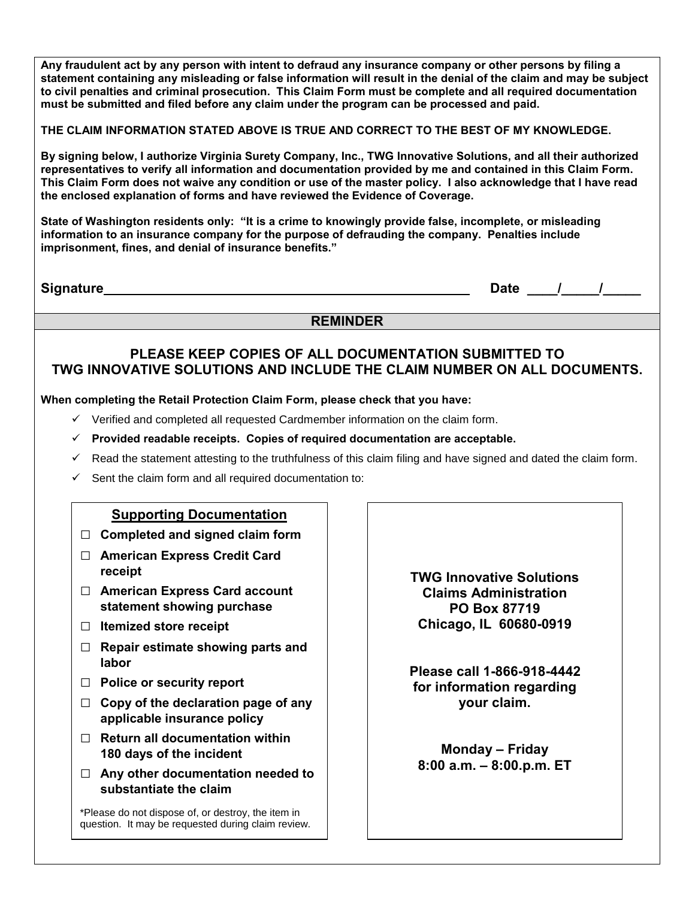**Any fraudulent act by any person with intent to defraud any insurance company or other persons by filing a statement containing any misleading or false information will result in the denial of the claim and may be subject to civil penalties and criminal prosecution. This Claim Form must be complete and all required documentation must be submitted and filed before any claim under the program can be processed and paid.**

**THE CLAIM INFORMATION STATED ABOVE IS TRUE AND CORRECT TO THE BEST OF MY KNOWLEDGE.**

**By signing below, I authorize Virginia Surety Company, Inc., TWG Innovative Solutions, and all their authorized representatives to verify all information and documentation provided by me and contained in this Claim Form. This Claim Form does not waive any condition or use of the master policy. I also acknowledge that I have read the enclosed explanation of forms and have reviewed the Evidence of Coverage.**

**State of Washington residents only: "It is a crime to knowingly provide false, incomplete, or misleading information to an insurance company for the purpose of defrauding the company. Penalties include imprisonment, fines, and denial of insurance benefits."**

**Signature**\_\_\_\_\_\_\_\_\_\_\_\_\_\_\_\_\_\_\_\_\_\_\_\_\_\_\_\_\_\_\_\_\_\_\_\_\_\_\_\_\_\_\_\_ **Date** \_\_\_\_/\_\_\_\_\_/\_\_\_\_\_

## REMINDER

### PLEASE KEEP COPIES OF ALL DOCUMENTATION SUBMITTED TO TWG INNOVATIVE SOLUTIONS AND INCLUDE THE CLAIM NUMBER ON ALL DOCUMENTS.

**When completing the Retail Protection Claim Form, please check that you have:**

- ✓ Verified and completed all requested Cardmember information on the claim form.
- ✓ **Provided readable receipts. Copies of required documentation are acceptable.**
- ✓ Read the statement attesting to the truthfulness of this claim filing and have signed and dated the claim form.
- ✓ Sent the claim form and all required documentation to:

**Supporting Documentation**

- ☐ **Completed and signed claim form**
- ☐ **American Express Credit Card receipt**
- ☐ **American Express Card account statement showing purchase**
- ☐ **Itemized store receipt**
- ☐ **Repair estimate showing parts and labor**
- ☐ **Police or security report**
- ☐ **Copy of the declaration page of any applicable insurance policy**
- ☐ **Return all documentation within 180 days of the incident**
- ☐ **Any other documentation needed to substantiate the claim**

*Please do not dispose of, or destroy, the item in question. It may be requested during claim review.

**TWG Innovative Solutions**
**Claims Administration**
**PO Box 87719**
**Chicago, IL 60680-0919**

**Please call 1-866-918-4442 for information regarding your claim.**

**Monday – Friday**
**8:00 a.m. – 8:00.p.m. ET**